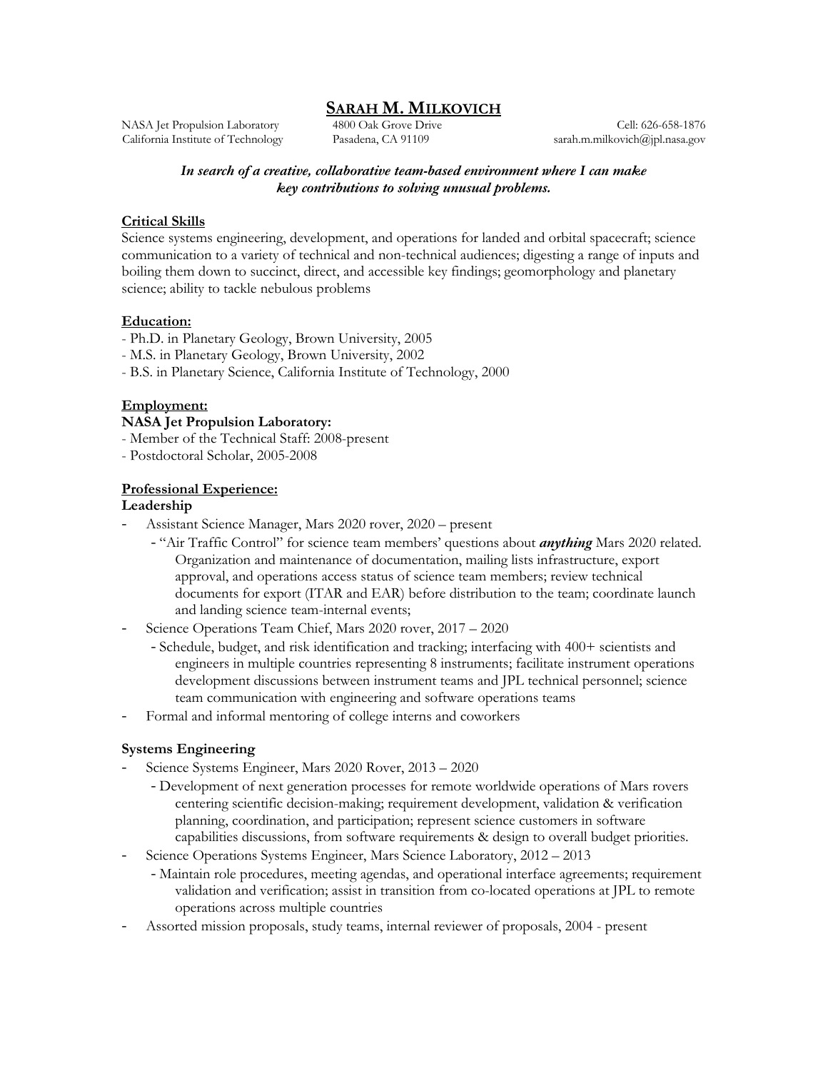# SARAH M. MILKOVICH

NASA Jet Propulsion Laboratory
California Institute of Technology
4800 Oak Grove Drive
Pasadena, CA 91109
Cell: 626-658-1876
sarah.m.milkovich@jpl.nasa.gov

***In search of a creative, collaborative team-based environment where I can make key contributions to solving unusual problems.***

## Critical Skills

Science systems engineering, development, and operations for landed and orbital spacecraft; science communication to a variety of technical and non-technical audiences; digesting a range of inputs and boiling them down to succinct, direct, and accessible key findings; geomorphology and planetary science; ability to tackle nebulous problems

## Education:

- Ph.D. in Planetary Geology, Brown University, 2005
- M.S. in Planetary Geology, Brown University, 2002
- B.S. in Planetary Science, California Institute of Technology, 2000

## Employment:

**NASA Jet Propulsion Laboratory:**

- Member of the Technical Staff: 2008-present
- Postdoctoral Scholar, 2005-2008

## Professional Experience:

### Leadership

- Assistant Science Manager, Mars 2020 rover, 2020 – present
  - "Air Traffic Control" for science team members' questions about ***anything*** Mars 2020 related. Organization and maintenance of documentation, mailing lists infrastructure, export approval, and operations access status of science team members; review technical documents for export (ITAR and EAR) before distribution to the team; coordinate launch and landing science team-internal events;
- Science Operations Team Chief, Mars 2020 rover, 2017 – 2020
  - Schedule, budget, and risk identification and tracking; interfacing with 400+ scientists and engineers in multiple countries representing 8 instruments; facilitate instrument operations development discussions between instrument teams and JPL technical personnel; science team communication with engineering and software operations teams
- Formal and informal mentoring of college interns and coworkers

### Systems Engineering

- Science Systems Engineer, Mars 2020 Rover, 2013 – 2020
  - Development of next generation processes for remote worldwide operations of Mars rovers centering scientific decision-making; requirement development, validation & verification planning, coordination, and participation; represent science customers in software capabilities discussions, from software requirements & design to overall budget priorities.
- Science Operations Systems Engineer, Mars Science Laboratory, 2012 – 2013
  - Maintain role procedures, meeting agendas, and operational interface agreements; requirement validation and verification; assist in transition from co-located operations at JPL to remote operations across multiple countries
- Assorted mission proposals, study teams, internal reviewer of proposals, 2004 - present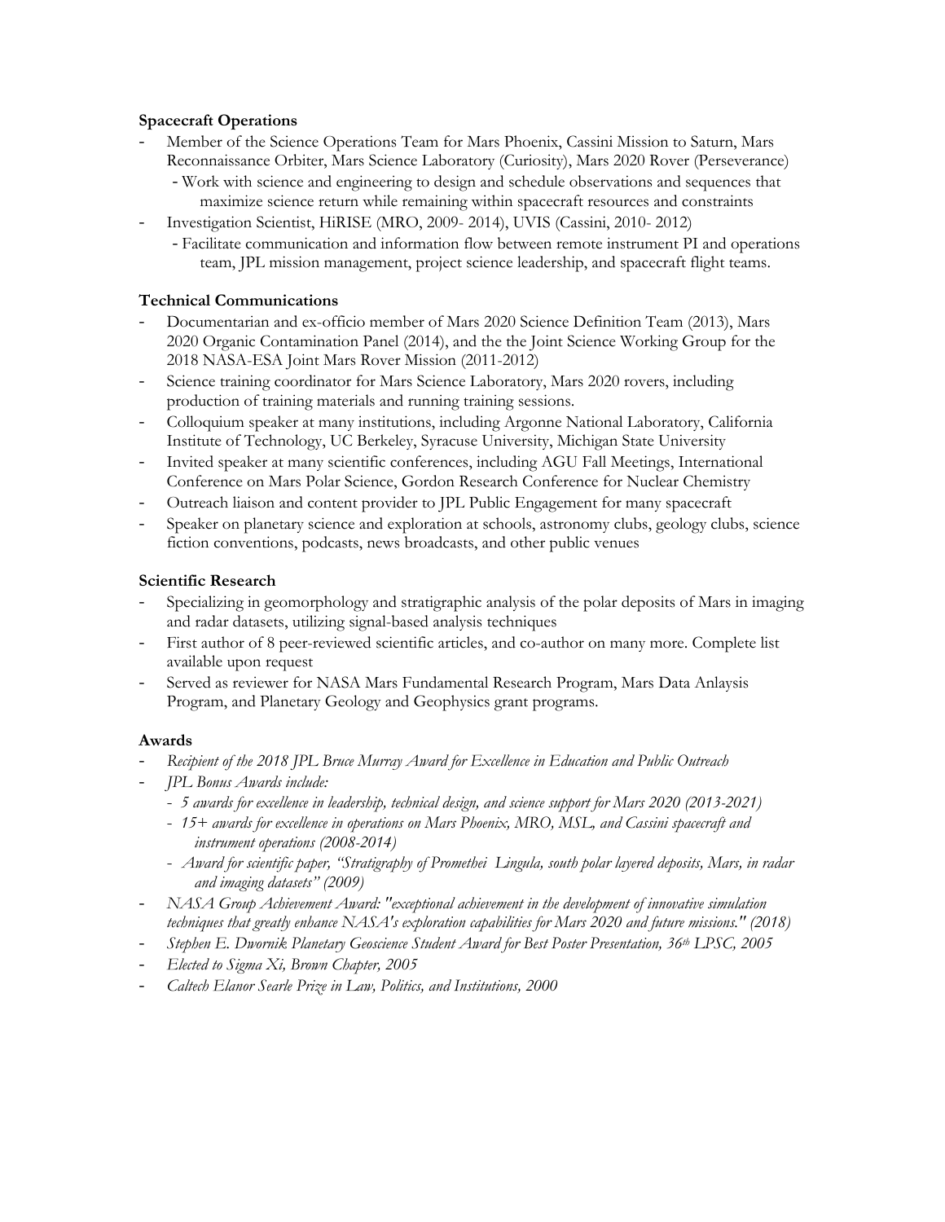**Spacecraft Operations**

- Member of the Science Operations Team for Mars Phoenix, Cassini Mission to Saturn, Mars Reconnaissance Orbiter, Mars Science Laboratory (Curiosity), Mars 2020 Rover (Perseverance)
  - Work with science and engineering to design and schedule observations and sequences that maximize science return while remaining within spacecraft resources and constraints
- Investigation Scientist, HiRISE (MRO, 2009- 2014), UVIS (Cassini, 2010- 2012)
  - Facilitate communication and information flow between remote instrument PI and operations team, JPL mission management, project science leadership, and spacecraft flight teams.

**Technical Communications**

- Documentarian and ex-officio member of Mars 2020 Science Definition Team (2013), Mars 2020 Organic Contamination Panel (2014), and the the Joint Science Working Group for the 2018 NASA-ESA Joint Mars Rover Mission (2011-2012)
- Science training coordinator for Mars Science Laboratory, Mars 2020 rovers, including production of training materials and running training sessions.
- Colloquium speaker at many institutions, including Argonne National Laboratory, California Institute of Technology, UC Berkeley, Syracuse University, Michigan State University
- Invited speaker at many scientific conferences, including AGU Fall Meetings, International Conference on Mars Polar Science, Gordon Research Conference for Nuclear Chemistry
- Outreach liaison and content provider to JPL Public Engagement for many spacecraft
- Speaker on planetary science and exploration at schools, astronomy clubs, geology clubs, science fiction conventions, podcasts, news broadcasts, and other public venues

**Scientific Research**

- Specializing in geomorphology and stratigraphic analysis of the polar deposits of Mars in imaging and radar datasets, utilizing signal-based analysis techniques
- First author of 8 peer-reviewed scientific articles, and co-author on many more. Complete list available upon request
- Served as reviewer for NASA Mars Fundamental Research Program, Mars Data Anlaysis Program, and Planetary Geology and Geophysics grant programs.

**Awards**

- *Recipient of the 2018 JPL Bruce Murray Award for Excellence in Education and Public Outreach*
- *JPL Bonus Awards include:*
  - *5 awards for excellence in leadership, technical design, and science support for Mars 2020 (2013-2021)*
  - *15+ awards for excellence in operations on Mars Phoenix, MRO, MSL, and Cassini spacecraft and instrument operations (2008-2014)*
  - *Award for scientific paper, "Stratigraphy of Promethei Lingula, south polar layered deposits, Mars, in radar and imaging datasets" (2009)*
- *NASA Group Achievement Award: "exceptional achievement in the development of innovative simulation techniques that greatly enhance NASA's exploration capabilities for Mars 2020 and future missions." (2018)*
- *Stephen E. Dwornik Planetary Geoscience Student Award for Best Poster Presentation, 36th LPSC, 2005*
- *Elected to Sigma Xi, Brown Chapter, 2005*
- *Caltech Elanor Searle Prize in Law, Politics, and Institutions, 2000*